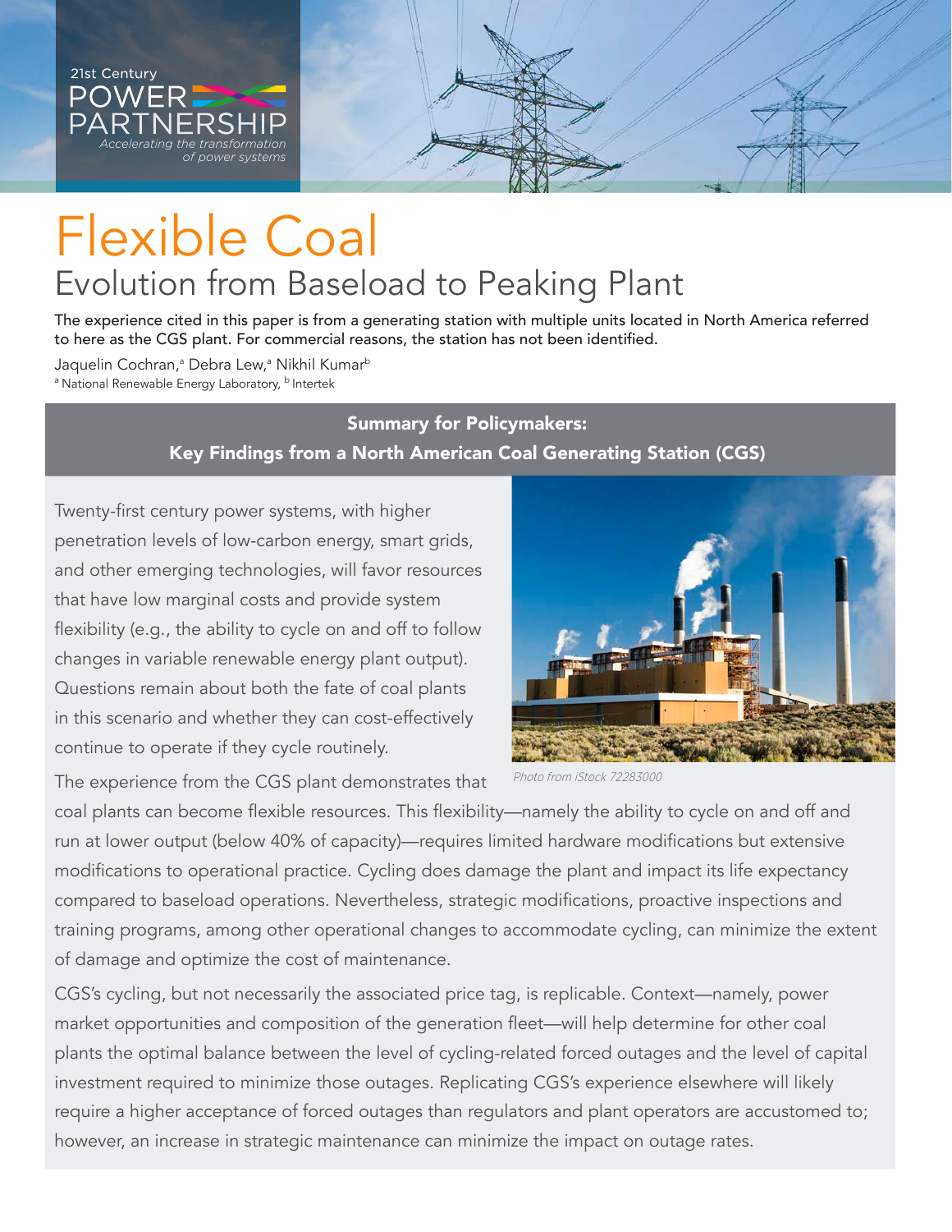21st Century POWER PARTNERSHIP
*Accelerating the transformation of power systems*

# Flexible Coal

## Evolution from Baseload to Peaking Plant

The experience cited in this paper is from a generating station with multiple units located in North America referred to here as the CGS plant. For commercial reasons, the station has not been identified.

Jaquelin Cochran,[a] Debra Lew,[a] Nikhil Kumar[b]

[a] National Renewable Energy Laboratory, [b] Intertek

### Summary for Policymakers: Key Findings from a North American Coal Generating Station (CGS)

Twenty-first century power systems, with higher penetration levels of low-carbon energy, smart grids, and other emerging technologies, will favor resources that have low marginal costs and provide system flexibility (e.g., the ability to cycle on and off to follow changes in variable renewable energy plant output). Questions remain about both the fate of coal plants in this scenario and whether they can cost-effectively continue to operate if they cycle routinely.

*Photo from iStock 72283000*

The experience from the CGS plant demonstrates that coal plants can become flexible resources. This flexibility—namely the ability to cycle on and off and run at lower output (below 40% of capacity)—requires limited hardware modifications but extensive modifications to operational practice. Cycling does damage the plant and impact its life expectancy compared to baseload operations. Nevertheless, strategic modifications, proactive inspections and training programs, among other operational changes to accommodate cycling, can minimize the extent of damage and optimize the cost of maintenance.

CGS's cycling, but not necessarily the associated price tag, is replicable. Context—namely, power market opportunities and composition of the generation fleet—will help determine for other coal plants the optimal balance between the level of cycling-related forced outages and the level of capital investment required to minimize those outages. Replicating CGS's experience elsewhere will likely require a higher acceptance of forced outages than regulators and plant operators are accustomed to; however, an increase in strategic maintenance can minimize the impact on outage rates.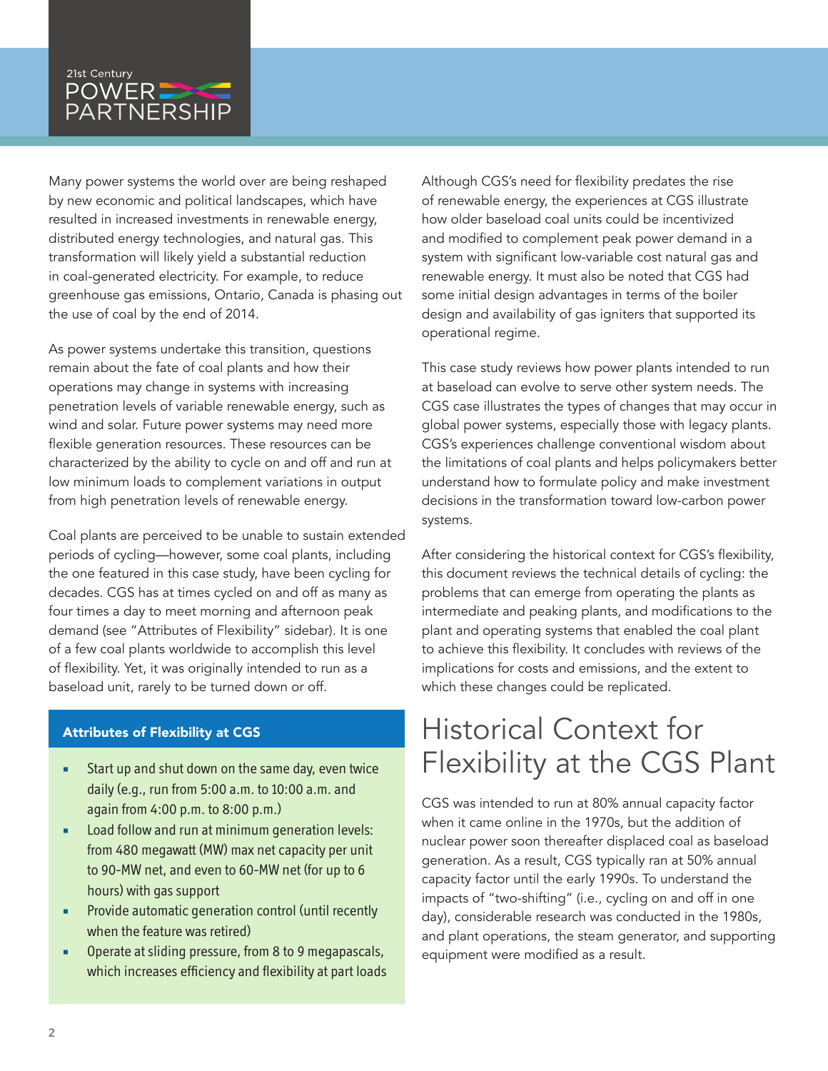Many power systems the world over are being reshaped by new economic and political landscapes, which have resulted in increased investments in renewable energy, distributed energy technologies, and natural gas. This transformation will likely yield a substantial reduction in coal-generated electricity. For example, to reduce greenhouse gas emissions, Ontario, Canada is phasing out the use of coal by the end of 2014.

As power systems undertake this transition, questions remain about the fate of coal plants and how their operations may change in systems with increasing penetration levels of variable renewable energy, such as wind and solar. Future power systems may need more flexible generation resources. These resources can be characterized by the ability to cycle on and off and run at low minimum loads to complement variations in output from high penetration levels of renewable energy.

Coal plants are perceived to be unable to sustain extended periods of cycling—however, some coal plants, including the one featured in this case study, have been cycling for decades. CGS has at times cycled on and off as many as four times a day to meet morning and afternoon peak demand (see "Attributes of Flexibility" sidebar). It is one of a few coal plants worldwide to accomplish this level of flexibility. Yet, it was originally intended to run as a baseload unit, rarely to be turned down or off.

**Attributes of Flexibility at CGS**

- Start up and shut down on the same day, even twice daily (e.g., run from 5:00 a.m. to 10:00 a.m. and again from 4:00 p.m. to 8:00 p.m.)
- Load follow and run at minimum generation levels: from 480 megawatt (MW) max net capacity per unit to 90-MW net, and even to 60-MW net (for up to 6 hours) with gas support
- Provide automatic generation control (until recently when the feature was retired)
- Operate at sliding pressure, from 8 to 9 megapascals, which increases efficiency and flexibility at part loads

Although CGS's need for flexibility predates the rise of renewable energy, the experiences at CGS illustrate how older baseload coal units could be incentivized and modified to complement peak power demand in a system with significant low-variable cost natural gas and renewable energy. It must also be noted that CGS had some initial design advantages in terms of the boiler design and availability of gas igniters that supported its operational regime.

This case study reviews how power plants intended to run at baseload can evolve to serve other system needs. The CGS case illustrates the types of changes that may occur in global power systems, especially those with legacy plants. CGS's experiences challenge conventional wisdom about the limitations of coal plants and helps policymakers better understand how to formulate policy and make investment decisions in the transformation toward low-carbon power systems.

After considering the historical context for CGS's flexibility, this document reviews the technical details of cycling: the problems that can emerge from operating the plants as intermediate and peaking plants, and modifications to the plant and operating systems that enabled the coal plant to achieve this flexibility. It concludes with reviews of the implications for costs and emissions, and the extent to which these changes could be replicated.

# Historical Context for Flexibility at the CGS Plant

CGS was intended to run at 80% annual capacity factor when it came online in the 1970s, but the addition of nuclear power soon thereafter displaced coal as baseload generation. As a result, CGS typically ran at 50% annual capacity factor until the early 1990s. To understand the impacts of "two-shifting" (i.e., cycling on and off in one day), considerable research was conducted in the 1980s, and plant operations, the steam generator, and supporting equipment were modified as a result.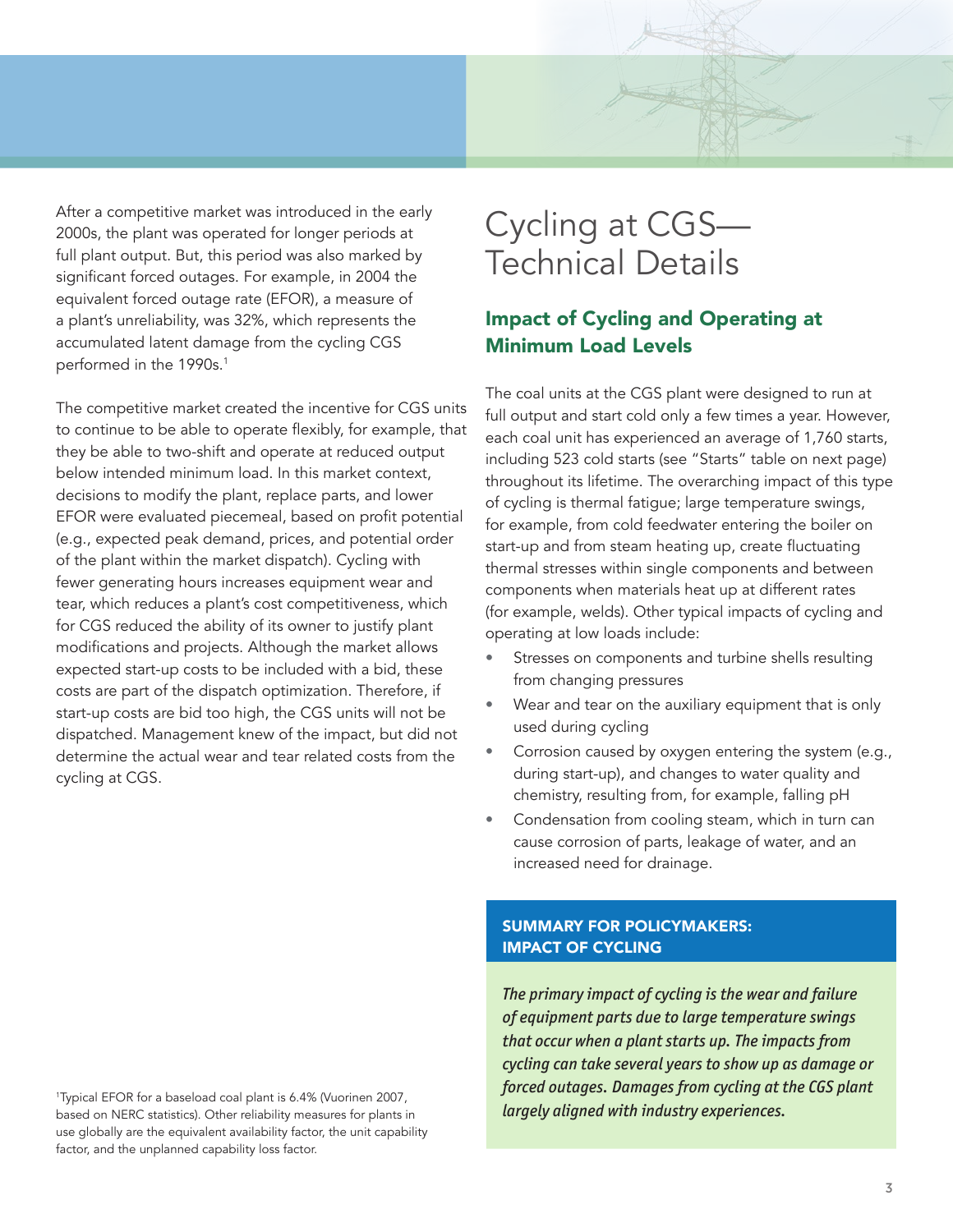After a competitive market was introduced in the early 2000s, the plant was operated for longer periods at full plant output. But, this period was also marked by significant forced outages. For example, in 2004 the equivalent forced outage rate (EFOR), a measure of a plant's unreliability, was 32%, which represents the accumulated latent damage from the cycling CGS performed in the 1990s.[1]

The competitive market created the incentive for CGS units to continue to be able to operate flexibly, for example, that they be able to two-shift and operate at reduced output below intended minimum load. In this market context, decisions to modify the plant, replace parts, and lower EFOR were evaluated piecemeal, based on profit potential (e.g., expected peak demand, prices, and potential order of the plant within the market dispatch). Cycling with fewer generating hours increases equipment wear and tear, which reduces a plant's cost competitiveness, which for CGS reduced the ability of its owner to justify plant modifications and projects. Although the market allows expected start-up costs to be included with a bid, these costs are part of the dispatch optimization. Therefore, if start-up costs are bid too high, the CGS units will not be dispatched. Management knew of the impact, but did not determine the actual wear and tear related costs from the cycling at CGS.

[1]Typical EFOR for a baseload coal plant is 6.4% (Vuorinen 2007, based on NERC statistics). Other reliability measures for plants in use globally are the equivalent availability factor, the unit capability factor, and the unplanned capability loss factor.

# Cycling at CGS—Technical Details

## Impact of Cycling and Operating at Minimum Load Levels

The coal units at the CGS plant were designed to run at full output and start cold only a few times a year. However, each coal unit has experienced an average of 1,760 starts, including 523 cold starts (see "Starts" table on next page) throughout its lifetime. The overarching impact of this type of cycling is thermal fatigue; large temperature swings, for example, from cold feedwater entering the boiler on start-up and from steam heating up, create fluctuating thermal stresses within single components and between components when materials heat up at different rates (for example, welds). Other typical impacts of cycling and operating at low loads include:

- Stresses on components and turbine shells resulting from changing pressures
- Wear and tear on the auxiliary equipment that is only used during cycling
- Corrosion caused by oxygen entering the system (e.g., during start-up), and changes to water quality and chemistry, resulting from, for example, falling pH
- Condensation from cooling steam, which in turn can cause corrosion of parts, leakage of water, and an increased need for drainage.

**SUMMARY FOR POLICYMAKERS: IMPACT OF CYCLING**

*The primary impact of cycling is the wear and failure of equipment parts due to large temperature swings that occur when a plant starts up. The impacts from cycling can take several years to show up as damage or forced outages. Damages from cycling at the CGS plant largely aligned with industry experiences.*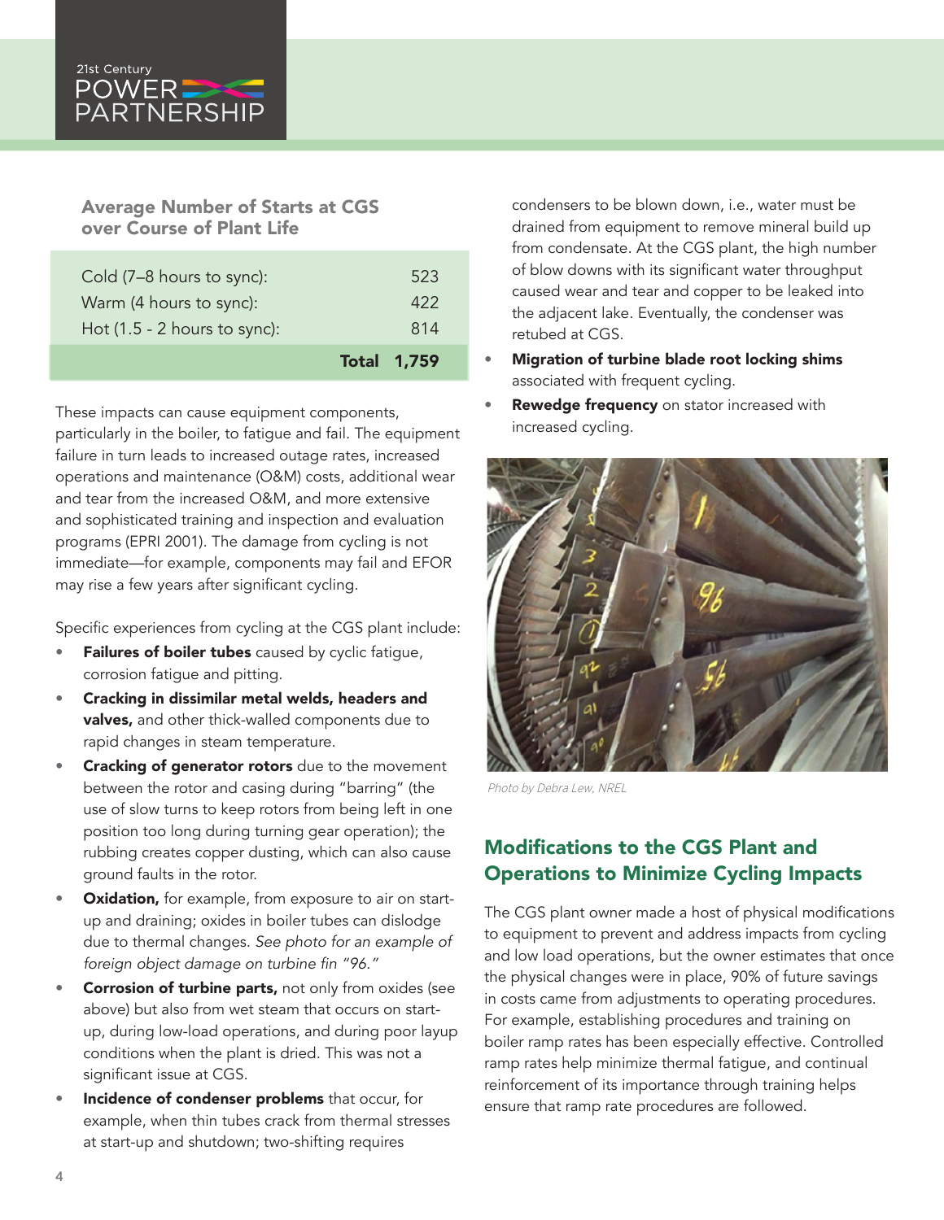### Average Number of Starts at CGS over Course of Plant Life

| | |
|---|---|
| Cold (7–8 hours to sync): | 523 |
| Warm (4 hours to sync): | 422 |
| Hot (1.5 - 2 hours to sync): | 814 |
| **Total** | **1,759** |

These impacts can cause equipment components, particularly in the boiler, to fatigue and fail. The equipment failure in turn leads to increased outage rates, increased operations and maintenance (O&M) costs, additional wear and tear from the increased O&M, and more extensive and sophisticated training and inspection and evaluation programs (EPRI 2001). The damage from cycling is not immediate—for example, components may fail and EFOR may rise a few years after significant cycling.

Specific experiences from cycling at the CGS plant include:

- **Failures of boiler tubes** caused by cyclic fatigue, corrosion fatigue and pitting.
- **Cracking in dissimilar metal welds, headers and valves,** and other thick-walled components due to rapid changes in steam temperature.
- **Cracking of generator rotors** due to the movement between the rotor and casing during "barring" (the use of slow turns to keep rotors from being left in one position too long during turning gear operation); the rubbing creates copper dusting, which can also cause ground faults in the rotor.
- **Oxidation,** for example, from exposure to air on start-up and draining; oxides in boiler tubes can dislodge due to thermal changes. *See photo for an example of foreign object damage on turbine fin "96."*
- **Corrosion of turbine parts,** not only from oxides (see above) but also from wet steam that occurs on start-up, during low-load operations, and during poor layup conditions when the plant is dried. This was not a significant issue at CGS.
- **Incidence of condenser problems** that occur, for example, when thin tubes crack from thermal stresses at start-up and shutdown; two-shifting requires condensers to be blown down, i.e., water must be drained from equipment to remove mineral build up from condensate. At the CGS plant, the high number of blow downs with its significant water throughput caused wear and tear and copper to be leaked into the adjacent lake. Eventually, the condenser was retubed at CGS.
- **Migration of turbine blade root locking shims** associated with frequent cycling.
- **Rewedge frequency** on stator increased with increased cycling.

*Photo by Debra Lew, NREL*

## Modifications to the CGS Plant and Operations to Minimize Cycling Impacts

The CGS plant owner made a host of physical modifications to equipment to prevent and address impacts from cycling and low load operations, but the owner estimates that once the physical changes were in place, 90% of future savings in costs came from adjustments to operating procedures. For example, establishing procedures and training on boiler ramp rates has been especially effective. Controlled ramp rates help minimize thermal fatigue, and continual reinforcement of its importance through training helps ensure that ramp rate procedures are followed.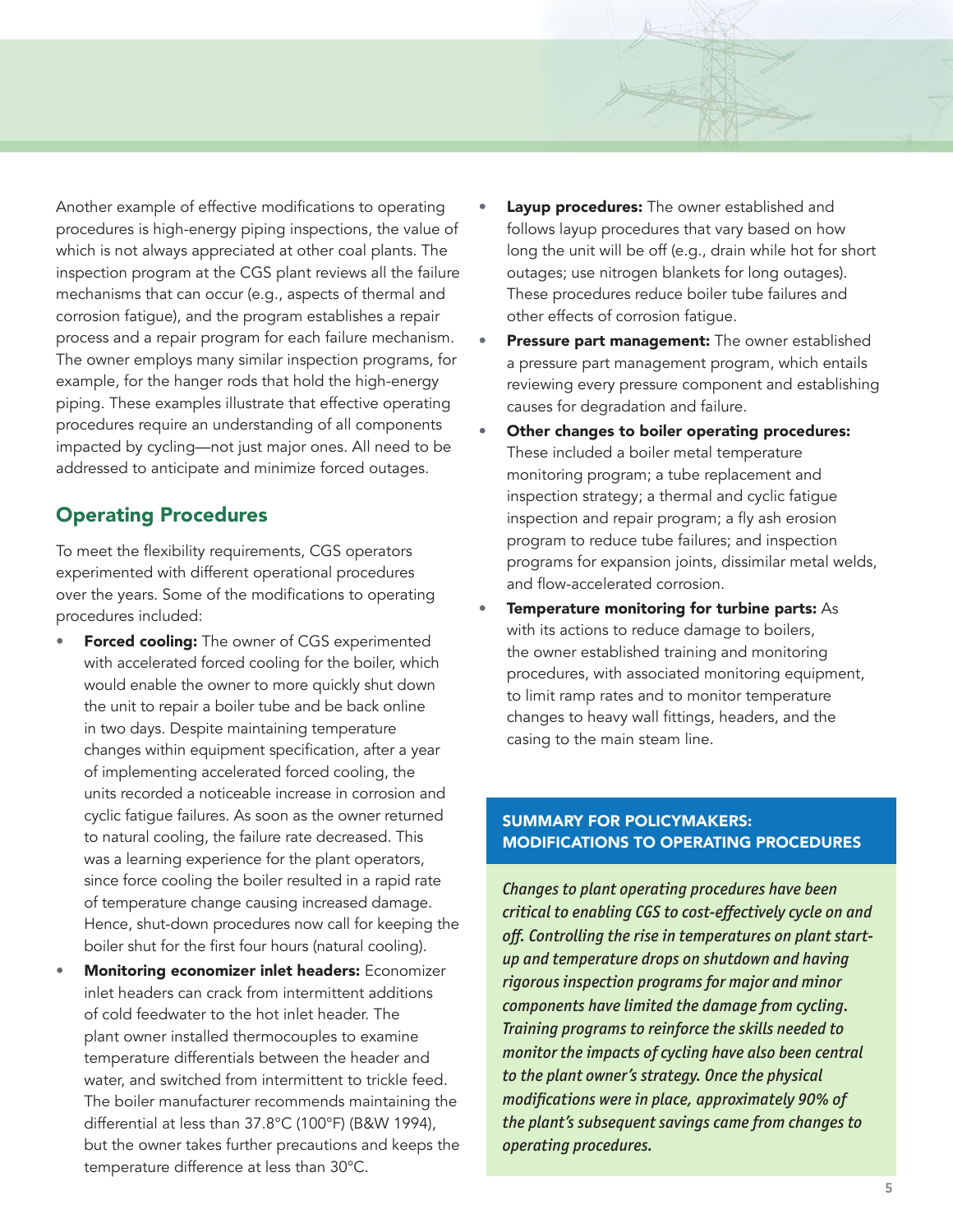Another example of effective modifications to operating procedures is high-energy piping inspections, the value of which is not always appreciated at other coal plants. The inspection program at the CGS plant reviews all the failure mechanisms that can occur (e.g., aspects of thermal and corrosion fatigue), and the program establishes a repair process and a repair program for each failure mechanism. The owner employs many similar inspection programs, for example, for the hanger rods that hold the high-energy piping. These examples illustrate that effective operating procedures require an understanding of all components impacted by cycling—not just major ones. All need to be addressed to anticipate and minimize forced outages.

## Operating Procedures

To meet the flexibility requirements, CGS operators experimented with different operational procedures over the years. Some of the modifications to operating procedures included:

- **Forced cooling:** The owner of CGS experimented with accelerated forced cooling for the boiler, which would enable the owner to more quickly shut down the unit to repair a boiler tube and be back online in two days. Despite maintaining temperature changes within equipment specification, after a year of implementing accelerated forced cooling, the units recorded a noticeable increase in corrosion and cyclic fatigue failures. As soon as the owner returned to natural cooling, the failure rate decreased. This was a learning experience for the plant operators, since force cooling the boiler resulted in a rapid rate of temperature change causing increased damage. Hence, shut-down procedures now call for keeping the boiler shut for the first four hours (natural cooling).
- **Monitoring economizer inlet headers:** Economizer inlet headers can crack from intermittent additions of cold feedwater to the hot inlet header. The plant owner installed thermocouples to examine temperature differentials between the header and water, and switched from intermittent to trickle feed. The boiler manufacturer recommends maintaining the differential at less than 37.8°C (100°F) (B&W 1994), but the owner takes further precautions and keeps the temperature difference at less than 30°C.
- **Layup procedures:** The owner established and follows layup procedures that vary based on how long the unit will be off (e.g., drain while hot for short outages; use nitrogen blankets for long outages). These procedures reduce boiler tube failures and other effects of corrosion fatigue.
- **Pressure part management:** The owner established a pressure part management program, which entails reviewing every pressure component and establishing causes for degradation and failure.
- **Other changes to boiler operating procedures:** These included a boiler metal temperature monitoring program; a tube replacement and inspection strategy; a thermal and cyclic fatigue inspection and repair program; a fly ash erosion program to reduce tube failures; and inspection programs for expansion joints, dissimilar metal welds, and flow-accelerated corrosion.
- **Temperature monitoring for turbine parts:** As with its actions to reduce damage to boilers, the owner established training and monitoring procedures, with associated monitoring equipment, to limit ramp rates and to monitor temperature changes to heavy wall fittings, headers, and the casing to the main steam line.

### SUMMARY FOR POLICYMAKERS: MODIFICATIONS TO OPERATING PROCEDURES

*Changes to plant operating procedures have been critical to enabling CGS to cost-effectively cycle on and off. Controlling the rise in temperatures on plant start-up and temperature drops on shutdown and having rigorous inspection programs for major and minor components have limited the damage from cycling. Training programs to reinforce the skills needed to monitor the impacts of cycling have also been central to the plant owner's strategy. Once the physical modifications were in place, approximately 90% of the plant's subsequent savings came from changes to operating procedures.*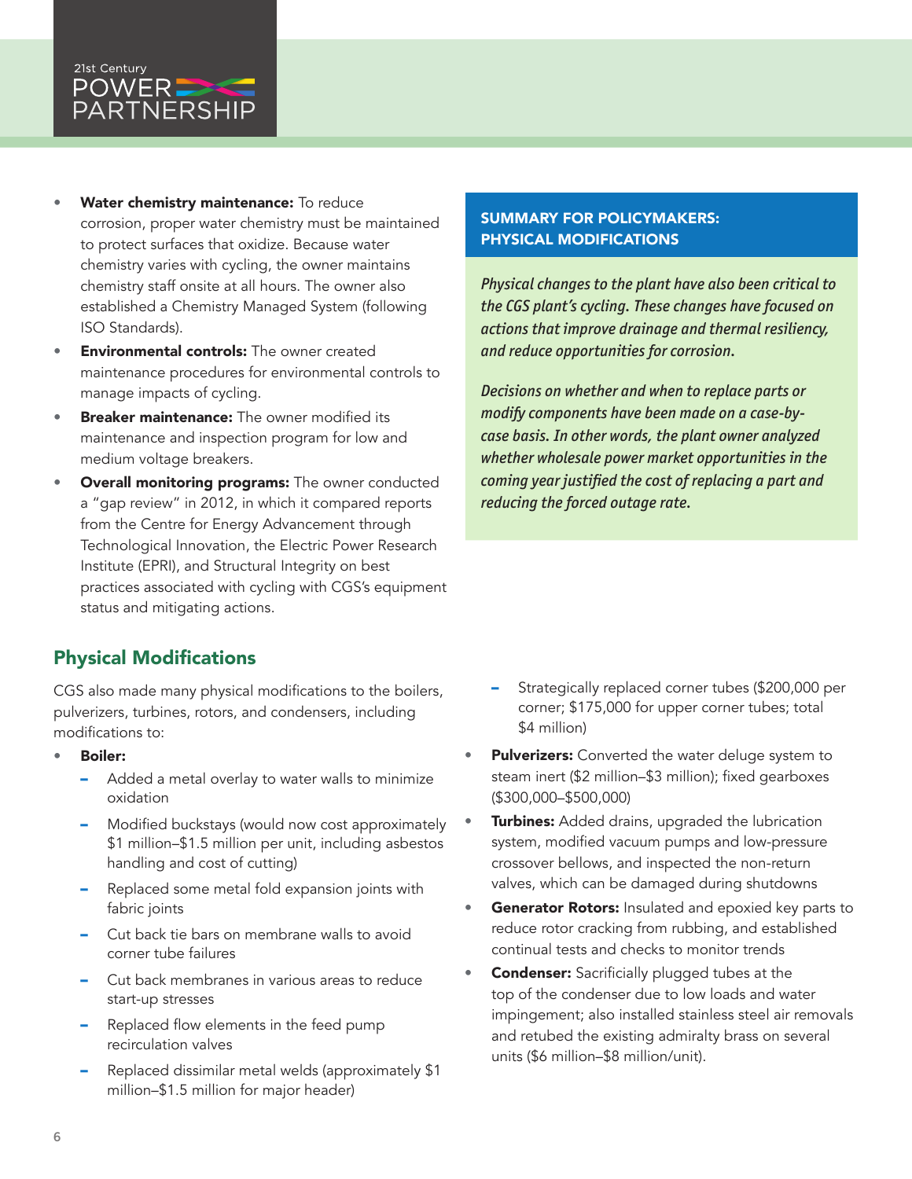- **Water chemistry maintenance:** To reduce corrosion, proper water chemistry must be maintained to protect surfaces that oxidize. Because water chemistry varies with cycling, the owner maintains chemistry staff onsite at all hours. The owner also established a Chemistry Managed System (following ISO Standards).
- **Environmental controls:** The owner created maintenance procedures for environmental controls to manage impacts of cycling.
- **Breaker maintenance:** The owner modified its maintenance and inspection program for low and medium voltage breakers.
- **Overall monitoring programs:** The owner conducted a "gap review" in 2012, in which it compared reports from the Centre for Energy Advancement through Technological Innovation, the Electric Power Research Institute (EPRI), and Structural Integrity on best practices associated with cycling with CGS's equipment status and mitigating actions.

## SUMMARY FOR POLICYMAKERS: PHYSICAL MODIFICATIONS

*Physical changes to the plant have also been critical to the CGS plant's cycling. These changes have focused on actions that improve drainage and thermal resiliency, and reduce opportunities for corrosion.*

*Decisions on whether and when to replace parts or modify components have been made on a case-by-case basis. In other words, the plant owner analyzed whether wholesale power market opportunities in the coming year justified the cost of replacing a part and reducing the forced outage rate.*

## Physical Modifications

CGS also made many physical modifications to the boilers, pulverizers, turbines, rotors, and condensers, including modifications to:

- **Boiler:**
  - Added a metal overlay to water walls to minimize oxidation
  - Modified buckstays (would now cost approximately $1 million–$1.5 million per unit, including asbestos handling and cost of cutting)
  - Replaced some metal fold expansion joints with fabric joints
  - Cut back tie bars on membrane walls to avoid corner tube failures
  - Cut back membranes in various areas to reduce start-up stresses
  - Replaced flow elements in the feed pump recirculation valves
  - Replaced dissimilar metal welds (approximately $1 million–$1.5 million for major header)
  - Strategically replaced corner tubes ($200,000 per corner; $175,000 for upper corner tubes; total $4 million)
- **Pulverizers:** Converted the water deluge system to steam inert ($2 million–$3 million); fixed gearboxes ($300,000–$500,000)
- **Turbines:** Added drains, upgraded the lubrication system, modified vacuum pumps and low-pressure crossover bellows, and inspected the non-return valves, which can be damaged during shutdowns
- **Generator Rotors:** Insulated and epoxied key parts to reduce rotor cracking from rubbing, and established continual tests and checks to monitor trends
- **Condenser:** Sacrificially plugged tubes at the top of the condenser due to low loads and water impingement; also installed stainless steel air removals and retubed the existing admiralty brass on several units ($6 million–$8 million/unit).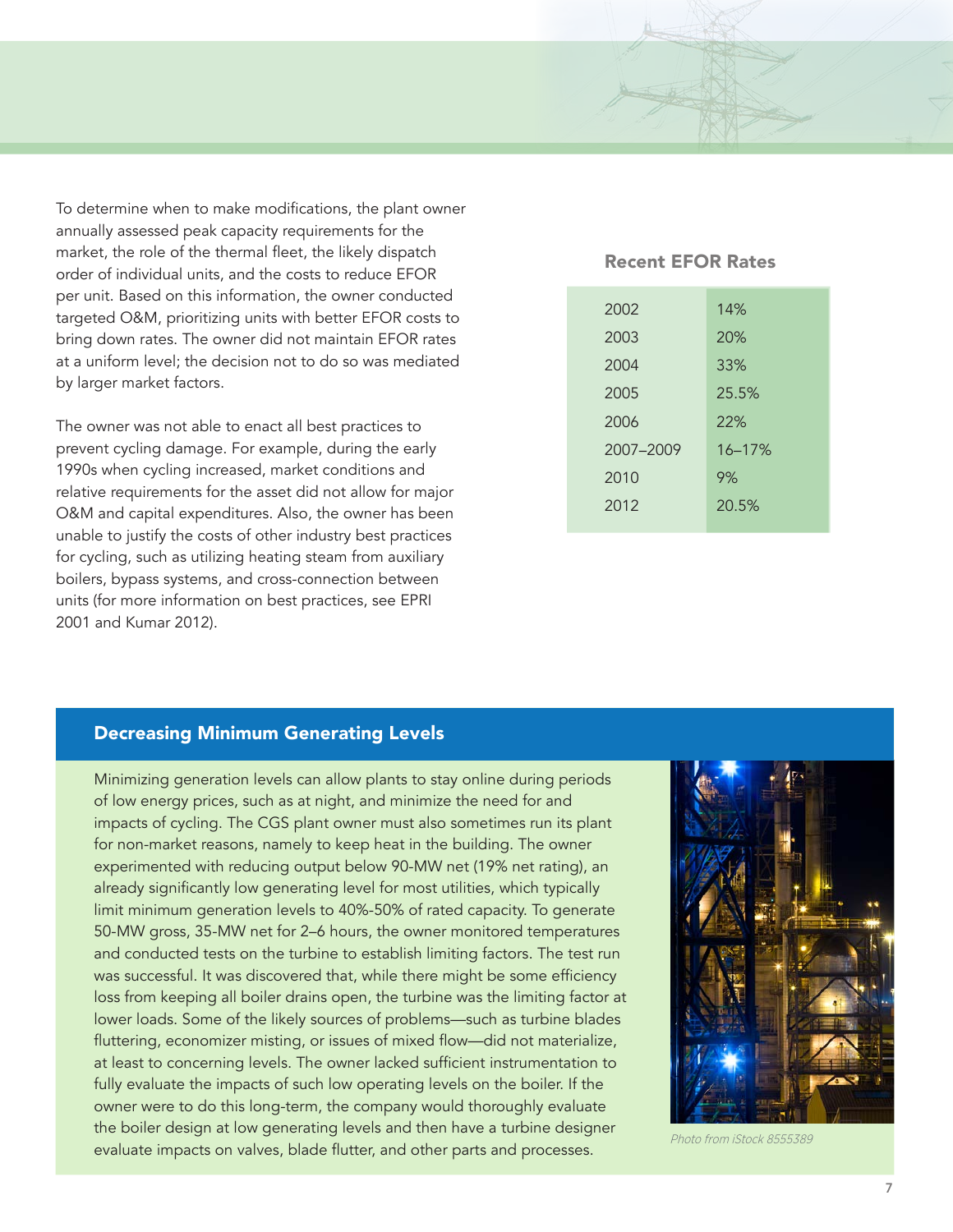To determine when to make modifications, the plant owner annually assessed peak capacity requirements for the market, the role of the thermal fleet, the likely dispatch order of individual units, and the costs to reduce EFOR per unit. Based on this information, the owner conducted targeted O&M, prioritizing units with better EFOR costs to bring down rates. The owner did not maintain EFOR rates at a uniform level; the decision not to do so was mediated by larger market factors.

The owner was not able to enact all best practices to prevent cycling damage. For example, during the early 1990s when cycling increased, market conditions and relative requirements for the asset did not allow for major O&M and capital expenditures. Also, the owner has been unable to justify the costs of other industry best practices for cycling, such as utilizing heating steam from auxiliary boilers, bypass systems, and cross-connection between units (for more information on best practices, see EPRI 2001 and Kumar 2012).

### Recent EFOR Rates

| Year | EFOR Rate |
|---|---|
| 2002 | 14% |
| 2003 | 20% |
| 2004 | 33% |
| 2005 | 25.5% |
| 2006 | 22% |
| 2007–2009 | 16–17% |
| 2010 | 9% |
| 2012 | 20.5% |

## Decreasing Minimum Generating Levels

Minimizing generation levels can allow plants to stay online during periods of low energy prices, such as at night, and minimize the need for and impacts of cycling. The CGS plant owner must also sometimes run its plant for non-market reasons, namely to keep heat in the building. The owner experimented with reducing output below 90-MW net (19% net rating), an already significantly low generating level for most utilities, which typically limit minimum generation levels to 40%-50% of rated capacity. To generate 50-MW gross, 35-MW net for 2–6 hours, the owner monitored temperatures and conducted tests on the turbine to establish limiting factors. The test run was successful. It was discovered that, while there might be some efficiency loss from keeping all boiler drains open, the turbine was the limiting factor at lower loads. Some of the likely sources of problems—such as turbine blades fluttering, economizer misting, or issues of mixed flow—did not materialize, at least to concerning levels. The owner lacked sufficient instrumentation to fully evaluate the impacts of such low operating levels on the boiler. If the owner were to do this long-term, the company would thoroughly evaluate the boiler design at low generating levels and then have a turbine designer evaluate impacts on valves, blade flutter, and other parts and processes.

*Photo from iStock 8555389*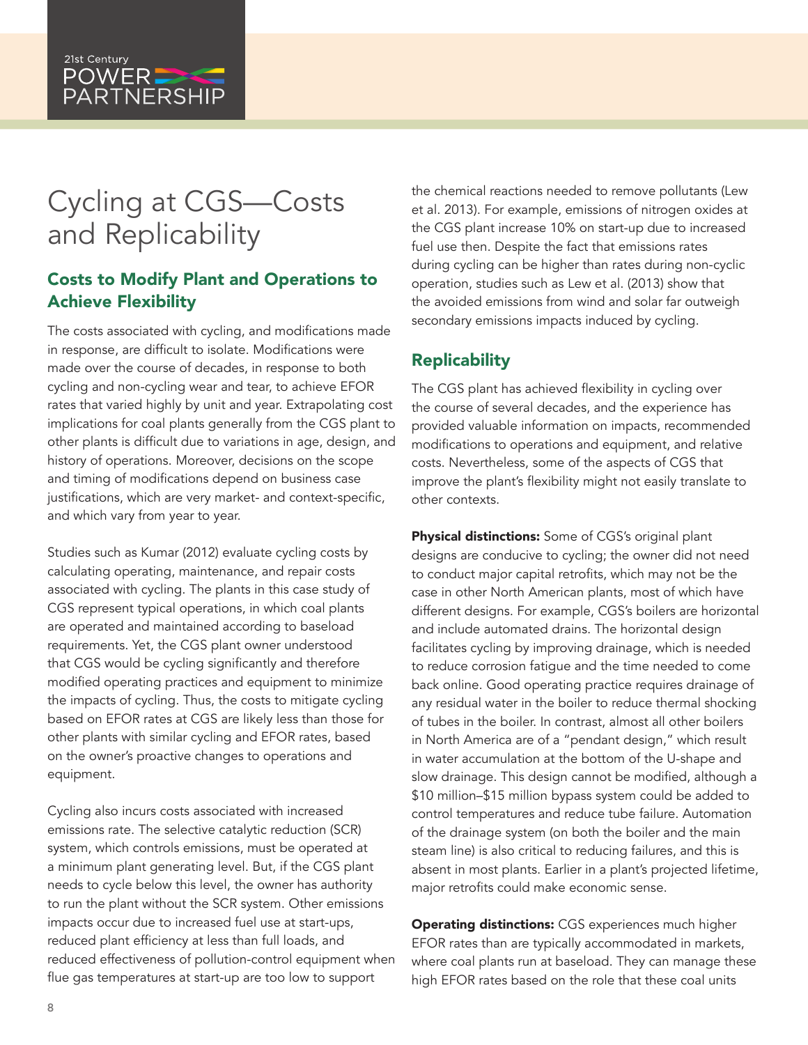# Cycling at CGS—Costs and Replicability

## Costs to Modify Plant and Operations to Achieve Flexibility

The costs associated with cycling, and modifications made in response, are difficult to isolate. Modifications were made over the course of decades, in response to both cycling and non-cycling wear and tear, to achieve EFOR rates that varied highly by unit and year. Extrapolating cost implications for coal plants generally from the CGS plant to other plants is difficult due to variations in age, design, and history of operations. Moreover, decisions on the scope and timing of modifications depend on business case justifications, which are very market- and context-specific, and which vary from year to year.

Studies such as Kumar (2012) evaluate cycling costs by calculating operating, maintenance, and repair costs associated with cycling. The plants in this case study of CGS represent typical operations, in which coal plants are operated and maintained according to baseload requirements. Yet, the CGS plant owner understood that CGS would be cycling significantly and therefore modified operating practices and equipment to minimize the impacts of cycling. Thus, the costs to mitigate cycling based on EFOR rates at CGS are likely less than those for other plants with similar cycling and EFOR rates, based on the owner's proactive changes to operations and equipment.

Cycling also incurs costs associated with increased emissions rate. The selective catalytic reduction (SCR) system, which controls emissions, must be operated at a minimum plant generating level. But, if the CGS plant needs to cycle below this level, the owner has authority to run the plant without the SCR system. Other emissions impacts occur due to increased fuel use at start-ups, reduced plant efficiency at less than full loads, and reduced effectiveness of pollution-control equipment when flue gas temperatures at start-up are too low to support the chemical reactions needed to remove pollutants (Lew et al. 2013). For example, emissions of nitrogen oxides at the CGS plant increase 10% on start-up due to increased fuel use then. Despite the fact that emissions rates during cycling can be higher than rates during non-cyclic operation, studies such as Lew et al. (2013) show that the avoided emissions from wind and solar far outweigh secondary emissions impacts induced by cycling.

## Replicability

The CGS plant has achieved flexibility in cycling over the course of several decades, and the experience has provided valuable information on impacts, recommended modifications to operations and equipment, and relative costs. Nevertheless, some of the aspects of CGS that improve the plant's flexibility might not easily translate to other contexts.

**Physical distinctions:** Some of CGS's original plant designs are conducive to cycling; the owner did not need to conduct major capital retrofits, which may not be the case in other North American plants, most of which have different designs. For example, CGS's boilers are horizontal and include automated drains. The horizontal design facilitates cycling by improving drainage, which is needed to reduce corrosion fatigue and the time needed to come back online. Good operating practice requires drainage of any residual water in the boiler to reduce thermal shocking of tubes in the boiler. In contrast, almost all other boilers in North America are of a "pendant design," which result in water accumulation at the bottom of the U-shape and slow drainage. This design cannot be modified, although a $10 million–$15 million bypass system could be added to control temperatures and reduce tube failure. Automation of the drainage system (on both the boiler and the main steam line) is also critical to reducing failures, and this is absent in most plants. Earlier in a plant's projected lifetime, major retrofits could make economic sense.

**Operating distinctions:** CGS experiences much higher EFOR rates than are typically accommodated in markets, where coal plants run at baseload. They can manage these high EFOR rates based on the role that these coal units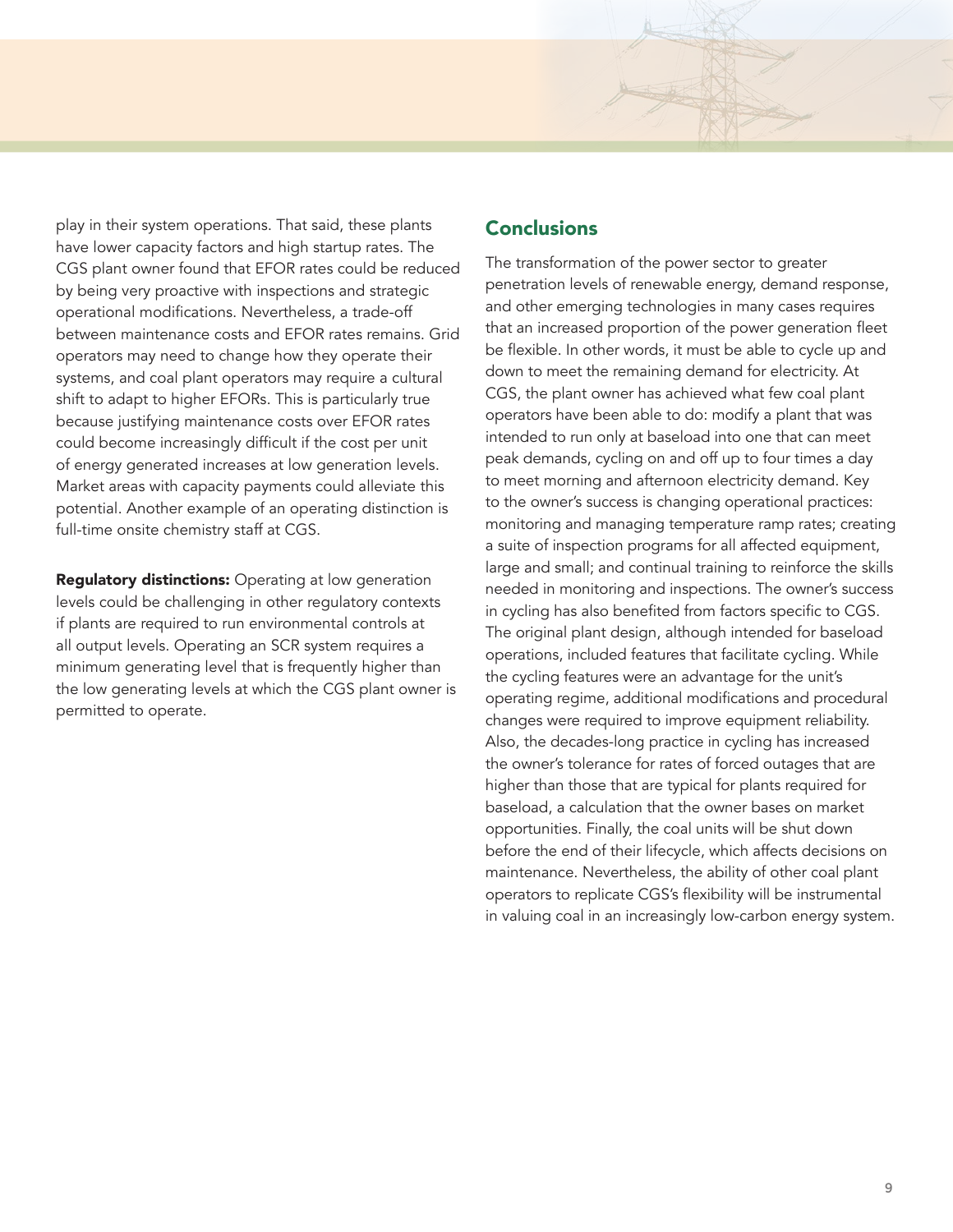play in their system operations. That said, these plants have lower capacity factors and high startup rates. The CGS plant owner found that EFOR rates could be reduced by being very proactive with inspections and strategic operational modifications. Nevertheless, a trade-off between maintenance costs and EFOR rates remains. Grid operators may need to change how they operate their systems, and coal plant operators may require a cultural shift to adapt to higher EFORs. This is particularly true because justifying maintenance costs over EFOR rates could become increasingly difficult if the cost per unit of energy generated increases at low generation levels. Market areas with capacity payments could alleviate this potential. Another example of an operating distinction is full-time onsite chemistry staff at CGS.

**Regulatory distinctions:** Operating at low generation levels could be challenging in other regulatory contexts if plants are required to run environmental controls at all output levels. Operating an SCR system requires a minimum generating level that is frequently higher than the low generating levels at which the CGS plant owner is permitted to operate.

## Conclusions

The transformation of the power sector to greater penetration levels of renewable energy, demand response, and other emerging technologies in many cases requires that an increased proportion of the power generation fleet be flexible. In other words, it must be able to cycle up and down to meet the remaining demand for electricity. At CGS, the plant owner has achieved what few coal plant operators have been able to do: modify a plant that was intended to run only at baseload into one that can meet peak demands, cycling on and off up to four times a day to meet morning and afternoon electricity demand. Key to the owner's success is changing operational practices: monitoring and managing temperature ramp rates; creating a suite of inspection programs for all affected equipment, large and small; and continual training to reinforce the skills needed in monitoring and inspections. The owner's success in cycling has also benefited from factors specific to CGS. The original plant design, although intended for baseload operations, included features that facilitate cycling. While the cycling features were an advantage for the unit's operating regime, additional modifications and procedural changes were required to improve equipment reliability. Also, the decades-long practice in cycling has increased the owner's tolerance for rates of forced outages that are higher than those that are typical for plants required for baseload, a calculation that the owner bases on market opportunities. Finally, the coal units will be shut down before the end of their lifecycle, which affects decisions on maintenance. Nevertheless, the ability of other coal plant operators to replicate CGS's flexibility will be instrumental in valuing coal in an increasingly low-carbon energy system.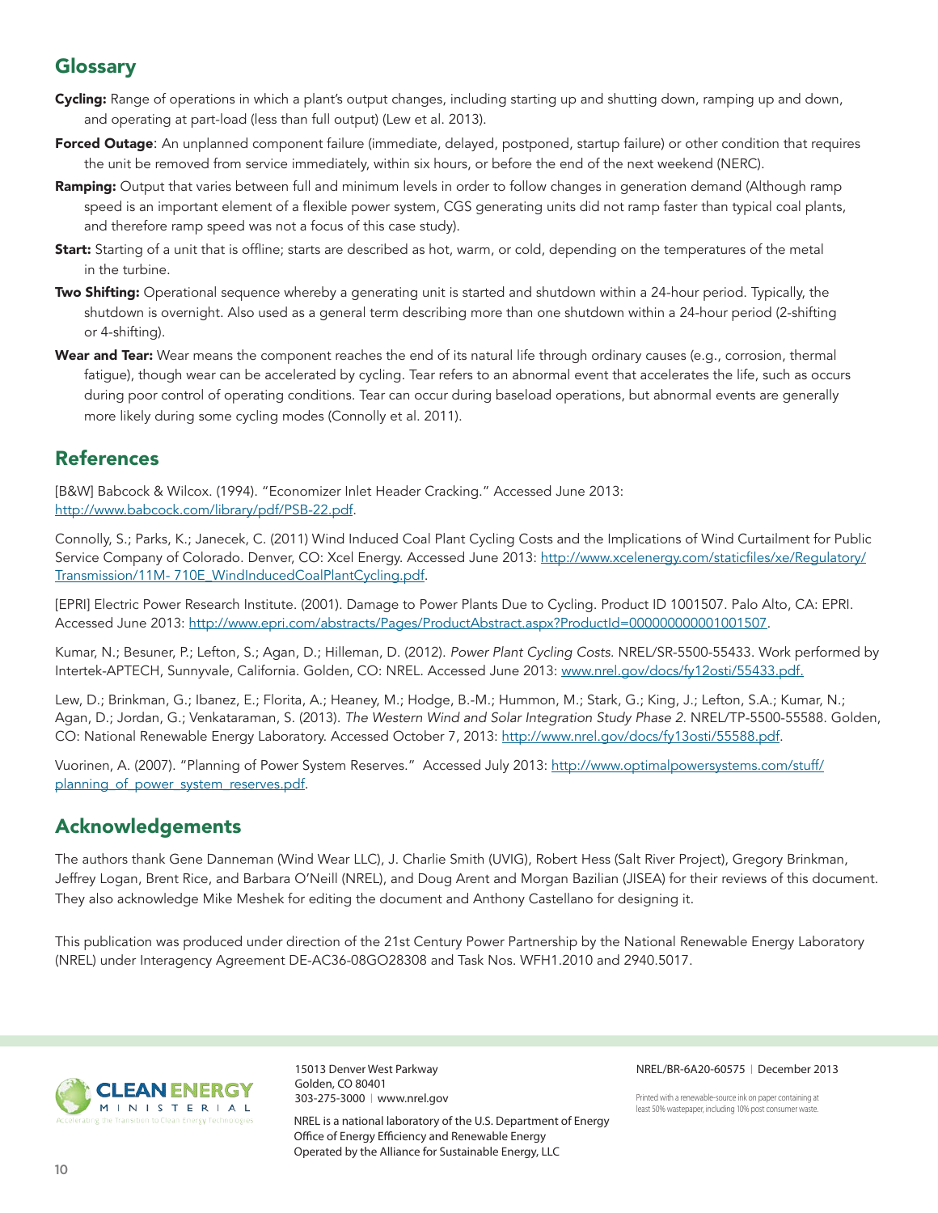## Glossary

**Cycling:** Range of operations in which a plant's output changes, including starting up and shutting down, ramping up and down, and operating at part-load (less than full output) (Lew et al. 2013).

**Forced Outage**: An unplanned component failure (immediate, delayed, postponed, startup failure) or other condition that requires the unit be removed from service immediately, within six hours, or before the end of the next weekend (NERC).

**Ramping:** Output that varies between full and minimum levels in order to follow changes in generation demand (Although ramp speed is an important element of a flexible power system, CGS generating units did not ramp faster than typical coal plants, and therefore ramp speed was not a focus of this case study).

**Start:** Starting of a unit that is offline; starts are described as hot, warm, or cold, depending on the temperatures of the metal in the turbine.

**Two Shifting:** Operational sequence whereby a generating unit is started and shutdown within a 24-hour period. Typically, the shutdown is overnight. Also used as a general term describing more than one shutdown within a 24-hour period (2-shifting or 4-shifting).

**Wear and Tear:** Wear means the component reaches the end of its natural life through ordinary causes (e.g., corrosion, thermal fatigue), though wear can be accelerated by cycling. Tear refers to an abnormal event that accelerates the life, such as occurs during poor control of operating conditions. Tear can occur during baseload operations, but abnormal events are generally more likely during some cycling modes (Connolly et al. 2011).

## References

[B&W] Babcock & Wilcox. (1994). "Economizer Inlet Header Cracking." Accessed June 2013: http://www.babcock.com/library/pdf/PSB-22.pdf.

Connolly, S.; Parks, K.; Janecek, C. (2011) Wind Induced Coal Plant Cycling Costs and the Implications of Wind Curtailment for Public Service Company of Colorado. Denver, CO: Xcel Energy. Accessed June 2013: http://www.xcelenergy.com/staticfiles/xe/Regulatory/Transmission/11M- 710E_WindInducedCoalPlantCycling.pdf.

[EPRI] Electric Power Research Institute. (2001). Damage to Power Plants Due to Cycling. Product ID 1001507. Palo Alto, CA: EPRI. Accessed June 2013: http://www.epri.com/abstracts/Pages/ProductAbstract.aspx?ProductId=000000000001001507.

Kumar, N.; Besuner, P.; Lefton, S.; Agan, D.; Hilleman, D. (2012). *Power Plant Cycling Costs.* NREL/SR-5500-55433. Work performed by Intertek-APTECH, Sunnyvale, California. Golden, CO: NREL. Accessed June 2013: www.nrel.gov/docs/fy12osti/55433.pdf.

Lew, D.; Brinkman, G.; Ibanez, E.; Florita, A.; Heaney, M.; Hodge, B.-M.; Hummon, M.; Stark, G.; King, J.; Lefton, S.A.; Kumar, N.; Agan, D.; Jordan, G.; Venkataraman, S. (2013). *The Western Wind and Solar Integration Study Phase 2.* NREL/TP-5500-55588. Golden, CO: National Renewable Energy Laboratory. Accessed October 7, 2013: http://www.nrel.gov/docs/fy13osti/55588.pdf.

Vuorinen, A. (2007). "Planning of Power System Reserves." Accessed July 2013: http://www.optimalpowersystems.com/stuff/planning_of_power_system_reserves.pdf.

## Acknowledgements

The authors thank Gene Danneman (Wind Wear LLC), J. Charlie Smith (UVIG), Robert Hess (Salt River Project), Gregory Brinkman, Jeffrey Logan, Brent Rice, and Barbara O'Neill (NREL), and Doug Arent and Morgan Bazilian (JISEA) for their reviews of this document. They also acknowledge Mike Meshek for editing the document and Anthony Castellano for designing it.

This publication was produced under direction of the 21st Century Power Partnership by the National Renewable Energy Laboratory (NREL) under Interagency Agreement DE-AC36-08GO28308 and Task Nos. WFH1.2010 and 2940.5017.

CLEAN ENERGY MINISTERIAL
Accelerating the Transition to Clean Energy Technologies

15013 Denver West Parkway
Golden, CO 80401
303-275-3000 | www.nrel.gov

NREL is a national laboratory of the U.S. Department of Energy
Office of Energy Efficiency and Renewable Energy
Operated by the Alliance for Sustainable Energy, LLC

NREL/BR-6A20-60575 | December 2013

Printed with a renewable-source ink on paper containing at least 50% wastepaper, including 10% post consumer waste.